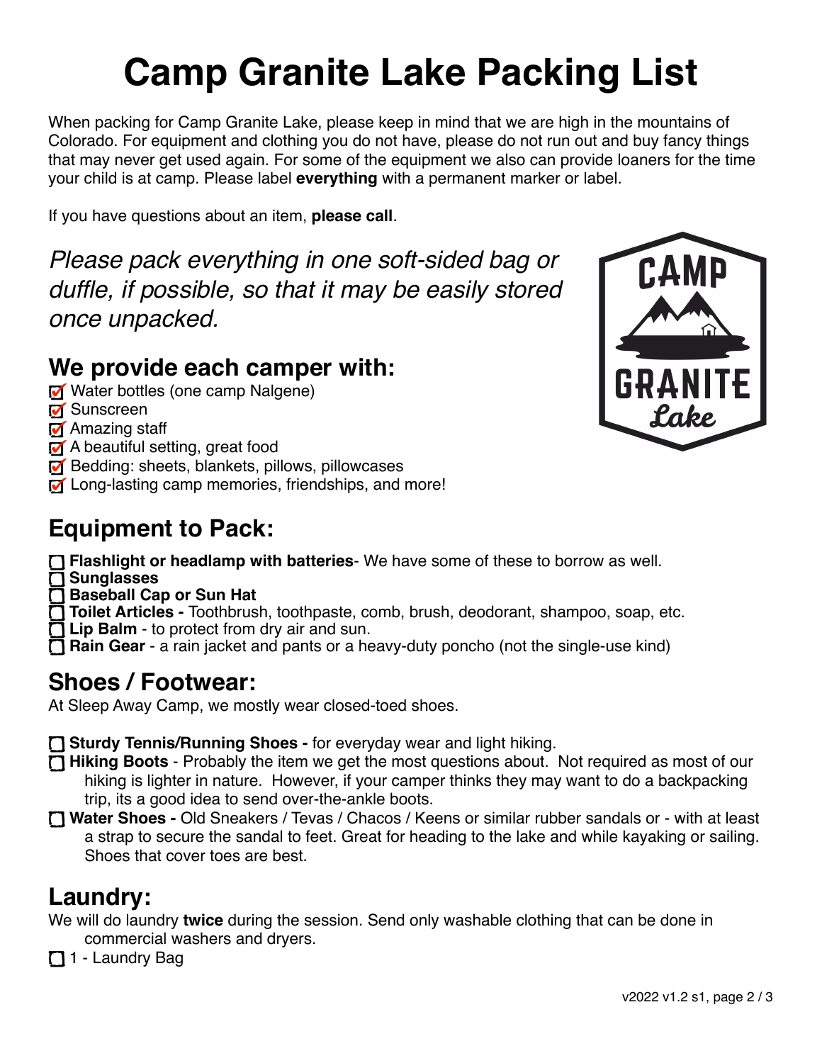# Camp Granite Lake Packing List

When packing for Camp Granite Lake, please keep in mind that we are high in the mountains of Colorado. For equipment and clothing you do not have, please do not run out and buy fancy things that may never get used again. For some of the equipment we also can provide loaners for the time your child is at camp. Please label **everything** with a permanent marker or label.

If you have questions about an item, **please call**.

*Please pack everything in one soft-sided bag or duffle, if possible, so that it may be easily stored once unpacked.*

## We provide each camper with:

- [x] Water bottles (one camp Nalgene)
- [x] Sunscreen
- [x] Amazing staff
- [x] A beautiful setting, great food
- [x] Bedding: sheets, blankets, pillows, pillowcases
- [x] Long-lasting camp memories, friendships, and more!

## Equipment to Pack:

- [ ] **Flashlight or headlamp with batteries**- We have some of these to borrow as well.
- [ ] **Sunglasses**
- [ ] **Baseball Cap or Sun Hat**
- [ ] **Toilet Articles -** Toothbrush, toothpaste, comb, brush, deodorant, shampoo, soap, etc.
- [ ] **Lip Balm** - to protect from dry air and sun.
- [ ] **Rain Gear** - a rain jacket and pants or a heavy-duty poncho (not the single-use kind)

## Shoes / Footwear:

At Sleep Away Camp, we mostly wear closed-toed shoes.

- [ ] **Sturdy Tennis/Running Shoes -** for everyday wear and light hiking.
- [ ] **Hiking Boots** - Probably the item we get the most questions about. Not required as most of our hiking is lighter in nature. However, if your camper thinks they may want to do a backpacking trip, its a good idea to send over-the-ankle boots.
- [ ] **Water Shoes -** Old Sneakers / Tevas / Chacos / Keens or similar rubber sandals or - with at least a strap to secure the sandal to feet. Great for heading to the lake and while kayaking or sailing. Shoes that cover toes are best.

## Laundry:

We will do laundry **twice** during the session. Send only washable clothing that can be done in commercial washers and dryers.

- [ ] 1 - Laundry Bag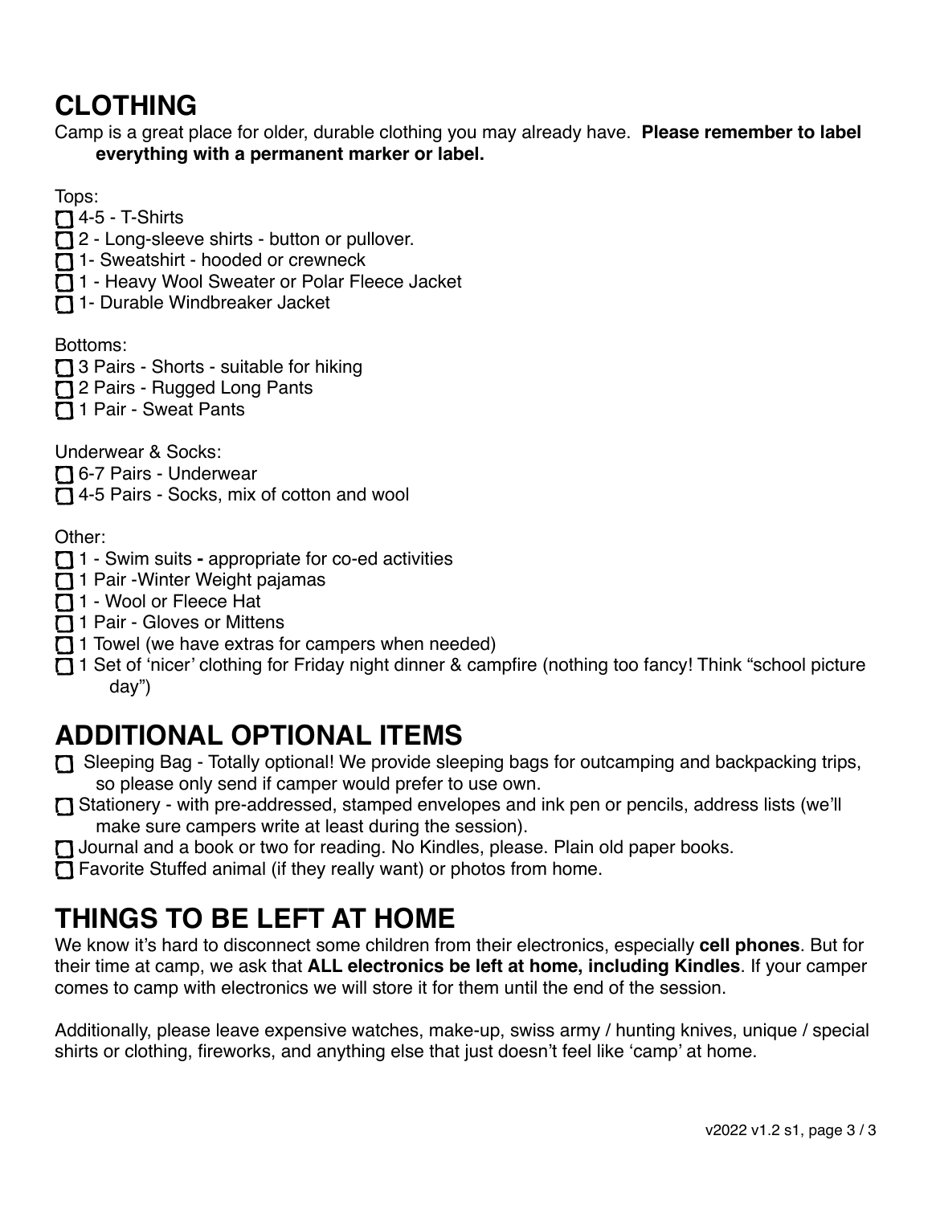## CLOTHING

Camp is a great place for older, durable clothing you may already have. **Please remember to label everything with a permanent marker or label.**

Tops:

- [ ] 4-5 - T-Shirts
- [ ] 2 - Long-sleeve shirts - button or pullover.
- [ ] 1- Sweatshirt - hooded or crewneck
- [ ] 1 - Heavy Wool Sweater or Polar Fleece Jacket
- [ ] 1- Durable Windbreaker Jacket

Bottoms:

- [ ] 3 Pairs - Shorts - suitable for hiking
- [ ] 2 Pairs - Rugged Long Pants
- [ ] 1 Pair - Sweat Pants

Underwear & Socks:

- [ ] 6-7 Pairs - Underwear
- [ ] 4-5 Pairs - Socks, mix of cotton and wool

Other:

- [ ] 1 - Swim suits **-** appropriate for co-ed activities
- [ ] 1 Pair -Winter Weight pajamas
- [ ] 1 - Wool or Fleece Hat
- [ ] 1 Pair - Gloves or Mittens
- [ ] 1 Towel (we have extras for campers when needed)
- [ ] 1 Set of 'nicer' clothing for Friday night dinner & campfire (nothing too fancy! Think "school picture day")

## ADDITIONAL OPTIONAL ITEMS

- [ ] Sleeping Bag - Totally optional! We provide sleeping bags for outcamping and backpacking trips, so please only send if camper would prefer to use own.
- [ ] Stationery - with pre-addressed, stamped envelopes and ink pen or pencils, address lists (we'll make sure campers write at least during the session).
- [ ] Journal and a book or two for reading. No Kindles, please. Plain old paper books.
- [ ] Favorite Stuffed animal (if they really want) or photos from home.

## THINGS TO BE LEFT AT HOME

We know it's hard to disconnect some children from their electronics, especially **cell phones**. But for their time at camp, we ask that **ALL electronics be left at home, including Kindles**. If your camper comes to camp with electronics we will store it for them until the end of the session.

Additionally, please leave expensive watches, make-up, swiss army / hunting knives, unique / special shirts or clothing, fireworks, and anything else that just doesn't feel like 'camp' at home.

v2022 v1.2 s1